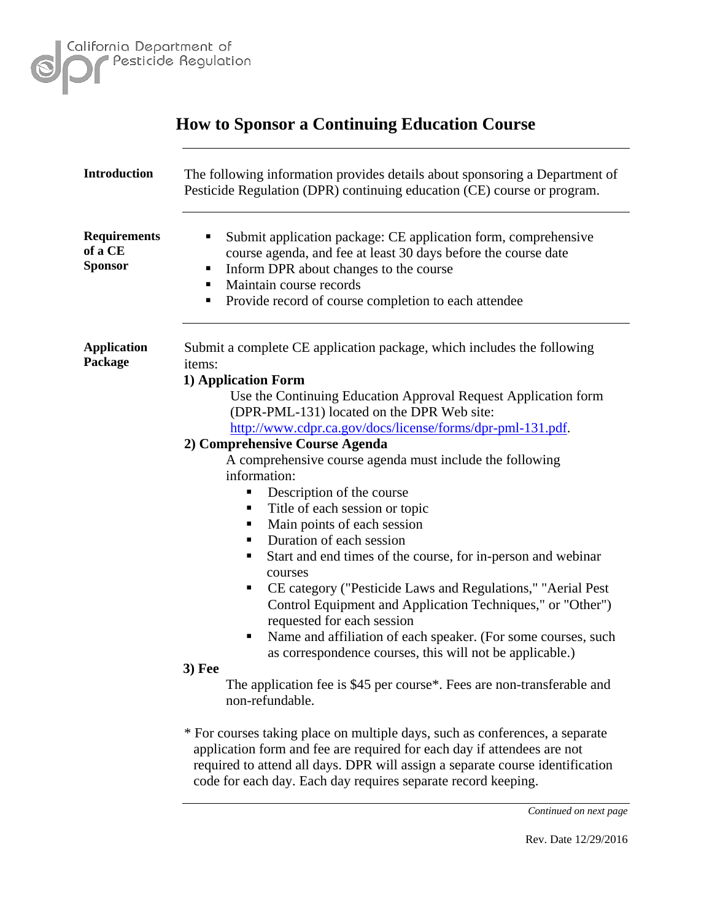# How to Sponsor a Continuing Education Course

**Introduction**

The following information provides details about sponsoring a Department of Pesticide Regulation (DPR) continuing education (CE) course or program.

**Requirements of a CE Sponsor**

- Submit application package: CE application form, comprehensive course agenda, and fee at least 30 days before the course date
- Inform DPR about changes to the course
- Maintain course records
- Provide record of course completion to each attendee

**Application Package**

Submit a complete CE application package, which includes the following items:

**1) Application Form**

Use the Continuing Education Approval Request Application form (DPR-PML-131) located on the DPR Web site: http://www.cdpr.ca.gov/docs/license/forms/dpr-pml-131.pdf.

**2) Comprehensive Course Agenda**

A comprehensive course agenda must include the following information:

- Description of the course
- Title of each session or topic
- Main points of each session
- Duration of each session
- Start and end times of the course, for in-person and webinar courses
- CE category ("Pesticide Laws and Regulations," "Aerial Pest Control Equipment and Application Techniques," or "Other") requested for each session
- Name and affiliation of each speaker. (For some courses, such as correspondence courses, this will not be applicable.)

**3) Fee**

The application fee is $45 per course*. Fees are non-transferable and non-refundable.

* For courses taking place on multiple days, such as conferences, a separate application form and fee are required for each day if attendees are not required to attend all days. DPR will assign a separate course identification code for each day. Each day requires separate record keeping.

*Continued on next page*

Rev. Date 12/29/2016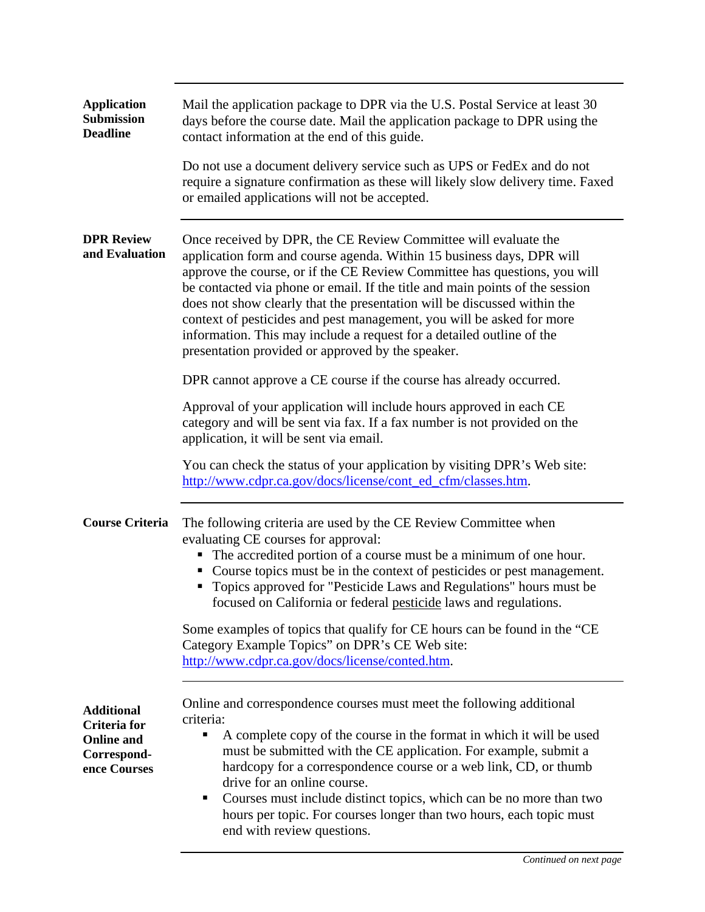## Application Submission Deadline

Mail the application package to DPR via the U.S. Postal Service at least 30 days before the course date. Mail the application package to DPR using the contact information at the end of this guide.

Do not use a document delivery service such as UPS or FedEx and do not require a signature confirmation as these will likely slow delivery time. Faxed or emailed applications will not be accepted.

## DPR Review and Evaluation

Once received by DPR, the CE Review Committee will evaluate the application form and course agenda. Within 15 business days, DPR will approve the course, or if the CE Review Committee has questions, you will be contacted via phone or email. If the title and main points of the session does not show clearly that the presentation will be discussed within the context of pesticides and pest management, you will be asked for more information. This may include a request for a detailed outline of the presentation provided or approved by the speaker.

DPR cannot approve a CE course if the course has already occurred.

Approval of your application will include hours approved in each CE category and will be sent via fax. If a fax number is not provided on the application, it will be sent via email.

You can check the status of your application by visiting DPR's Web site: http://www.cdpr.ca.gov/docs/license/cont_ed_cfm/classes.htm.

## Course Criteria

The following criteria are used by the CE Review Committee when evaluating CE courses for approval:

- The accredited portion of a course must be a minimum of one hour.
- Course topics must be in the context of pesticides or pest management.
- Topics approved for "Pesticide Laws and Regulations" hours must be focused on California or federal pesticide laws and regulations.

Some examples of topics that qualify for CE hours can be found in the "CE Category Example Topics" on DPR's CE Web site: http://www.cdpr.ca.gov/docs/license/conted.htm.

## Additional Criteria for Online and Correspondence Courses

Online and correspondence courses must meet the following additional criteria:

- A complete copy of the course in the format in which it will be used must be submitted with the CE application. For example, submit a hardcopy for a correspondence course or a web link, CD, or thumb drive for an online course.
- Courses must include distinct topics, which can be no more than two hours per topic. For courses longer than two hours, each topic must end with review questions.

*Continued on next page*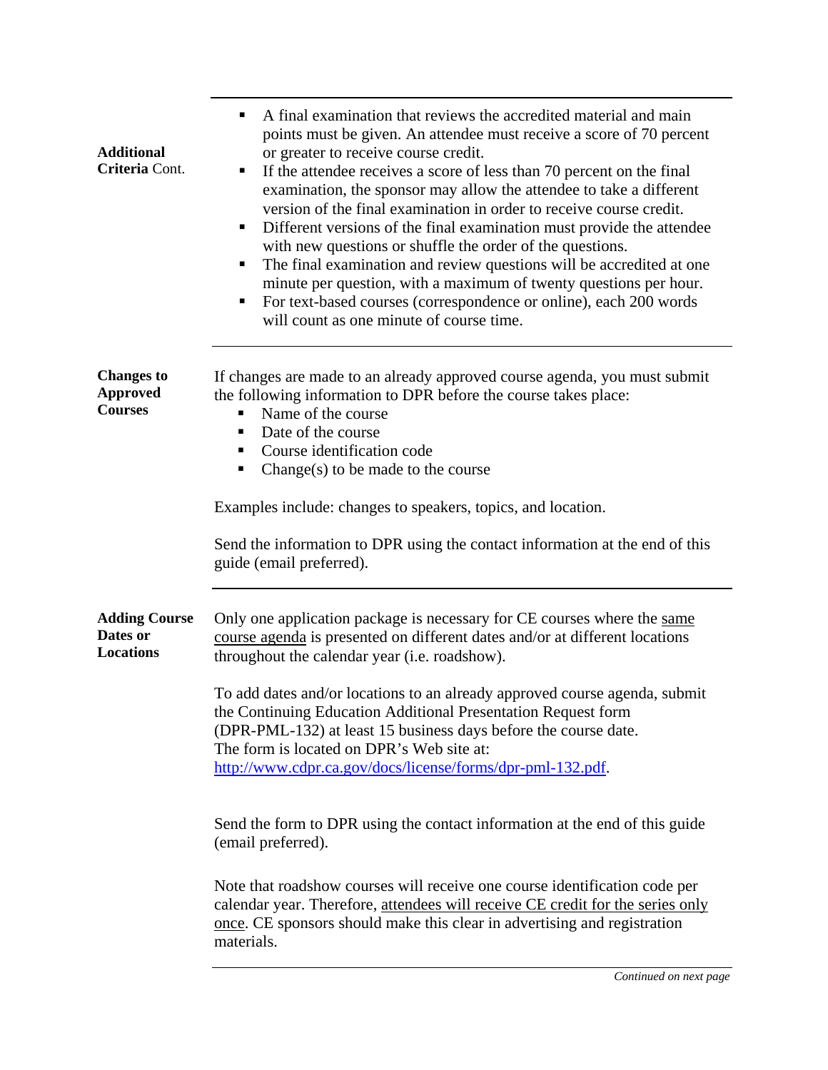### Additional Criteria Cont.

- A final examination that reviews the accredited material and main points must be given. An attendee must receive a score of 70 percent or greater to receive course credit.
- If the attendee receives a score of less than 70 percent on the final examination, the sponsor may allow the attendee to take a different version of the final examination in order to receive course credit.
- Different versions of the final examination must provide the attendee with new questions or shuffle the order of the questions.
- The final examination and review questions will be accredited at one minute per question, with a maximum of twenty questions per hour.
- For text-based courses (correspondence or online), each 200 words will count as one minute of course time.

### Changes to Approved Courses

If changes are made to an already approved course agenda, you must submit the following information to DPR before the course takes place:

- Name of the course
- Date of the course
- Course identification code
- Change(s) to be made to the course

Examples include: changes to speakers, topics, and location.

Send the information to DPR using the contact information at the end of this guide (email preferred).

### Adding Course Dates or Locations

Only one application package is necessary for CE courses where the <u>same course agenda</u> is presented on different dates and/or at different locations throughout the calendar year (i.e. roadshow).

To add dates and/or locations to an already approved course agenda, submit the Continuing Education Additional Presentation Request form (DPR-PML-132) at least 15 business days before the course date. The form is located on DPR's Web site at: [http://www.cdpr.ca.gov/docs/license/forms/dpr-pml-132.pdf](http://www.cdpr.ca.gov/docs/license/forms/dpr-pml-132.pdf).

Send the form to DPR using the contact information at the end of this guide (email preferred).

Note that roadshow courses will receive one course identification code per calendar year. Therefore, <u>attendees will receive CE credit for the series only once</u>. CE sponsors should make this clear in advertising and registration materials.

*Continued on next page*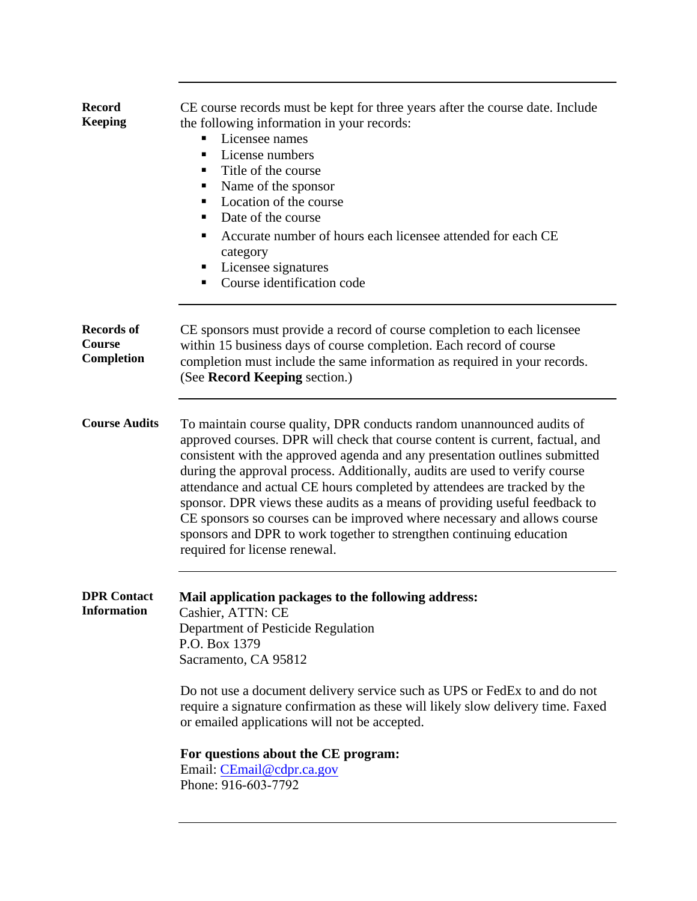## Record Keeping

CE course records must be kept for three years after the course date. Include the following information in your records:

- Licensee names
- License numbers
- Title of the course
- Name of the sponsor
- Location of the course
- Date of the course
- Accurate number of hours each licensee attended for each CE category
- Licensee signatures
- Course identification code

## Records of Course Completion

CE sponsors must provide a record of course completion to each licensee within 15 business days of course completion. Each record of course completion must include the same information as required in your records. (See **Record Keeping** section.)

## Course Audits

To maintain course quality, DPR conducts random unannounced audits of approved courses. DPR will check that course content is current, factual, and consistent with the approved agenda and any presentation outlines submitted during the approval process. Additionally, audits are used to verify course attendance and actual CE hours completed by attendees are tracked by the sponsor. DPR views these audits as a means of providing useful feedback to CE sponsors so courses can be improved where necessary and allows course sponsors and DPR to work together to strengthen continuing education required for license renewal.

## DPR Contact Information

**Mail application packages to the following address:**
Cashier, ATTN: CE
Department of Pesticide Regulation
P.O. Box 1379
Sacramento, CA 95812

Do not use a document delivery service such as UPS or FedEx to and do not require a signature confirmation as these will likely slow delivery time. Faxed or emailed applications will not be accepted.

**For questions about the CE program:**
Email: CEmail@cdpr.ca.gov
Phone: 916-603-7792